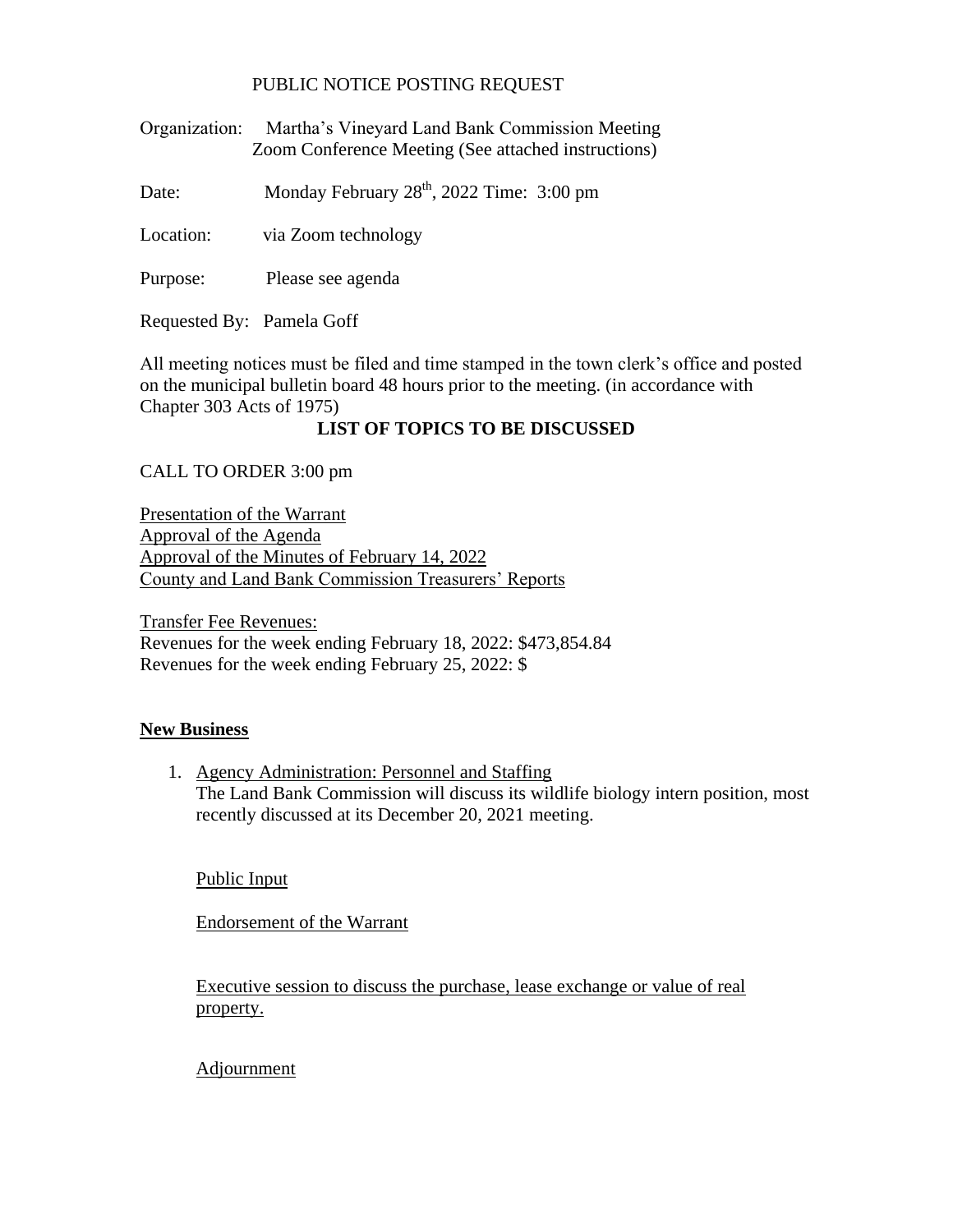# PUBLIC NOTICE POSTING REQUEST

Organization: Martha's Vineyard Land Bank Commission Meeting
Zoom Conference Meeting (See attached instructions)

Date: Monday February 28th, 2022 Time: 3:00 pm

Location: via Zoom technology

Purpose: Please see agenda

Requested By: Pamela Goff

All meeting notices must be filed and time stamped in the town clerk's office and posted on the municipal bulletin board 48 hours prior to the meeting. (in accordance with Chapter 303 Acts of 1975)

## LIST OF TOPICS TO BE DISCUSSED

CALL TO ORDER 3:00 pm

Presentation of the Warrant
Approval of the Agenda
Approval of the Minutes of February 14, 2022
County and Land Bank Commission Treasurers' Reports

Transfer Fee Revenues:
Revenues for the week ending February 18, 2022: $473,854.84
Revenues for the week ending February 25, 2022: $

**New Business**

1. Agency Administration: Personnel and Staffing
   The Land Bank Commission will discuss its wildlife biology intern position, most recently discussed at its December 20, 2021 meeting.

   Public Input

   Endorsement of the Warrant

   Executive session to discuss the purchase, lease exchange or value of real property.

   Adjournment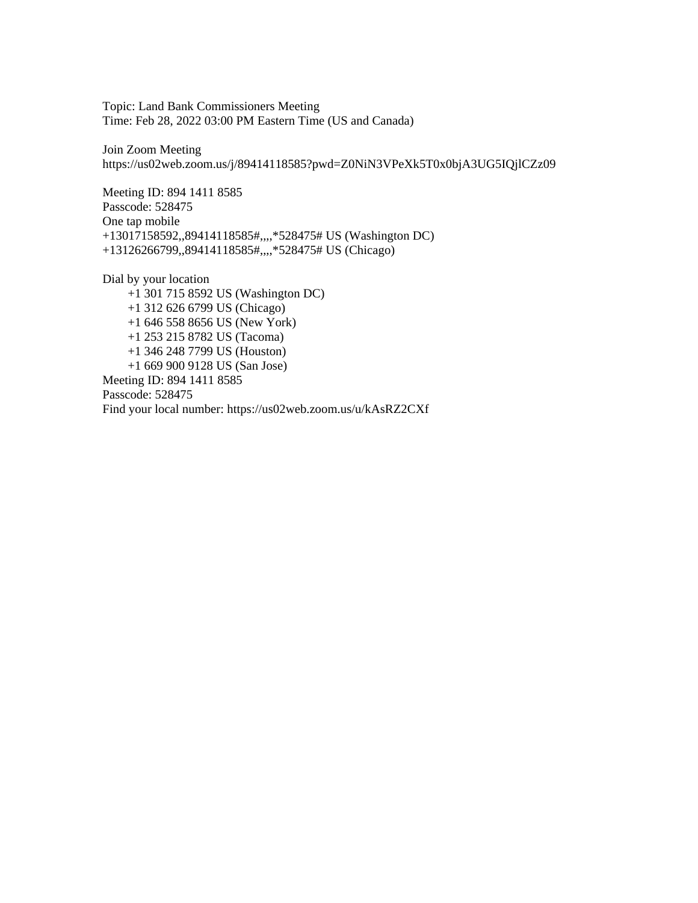Topic: Land Bank Commissioners Meeting
Time: Feb 28, 2022 03:00 PM Eastern Time (US and Canada)

Join Zoom Meeting
https://us02web.zoom.us/j/89414118585?pwd=Z0NiN3VPeXk5T0x0bjA3UG5IQjlCZz09

Meeting ID: 894 1411 8585
Passcode: 528475
One tap mobile
+13017158592,,89414118585#,,,,*528475# US (Washington DC)
+13126266799,,89414118585#,,,,*528475# US (Chicago)

Dial by your location
- +1 301 715 8592 US (Washington DC)
- +1 312 626 6799 US (Chicago)
- +1 646 558 8656 US (New York)
- +1 253 215 8782 US (Tacoma)
- +1 346 248 7799 US (Houston)
- +1 669 900 9128 US (San Jose)

Meeting ID: 894 1411 8585
Passcode: 528475
Find your local number: https://us02web.zoom.us/u/kAsRZ2CXf